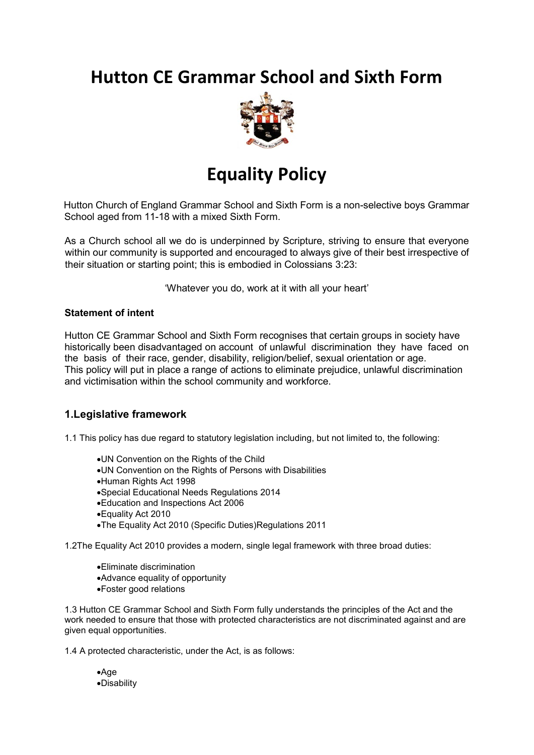# Hutton CE Grammar School and Sixth Form

# Equality Policy

Hutton Church of England Grammar School and Sixth Form is a non-selective boys Grammar School aged from 11-18 with a mixed Sixth Form.

As a Church school all we do is underpinned by Scripture, striving to ensure that everyone within our community is supported and encouraged to always give of their best irrespective of their situation or starting point; this is embodied in Colossians 3:23:

'Whatever you do, work at it with all your heart'

**Statement of intent**

Hutton CE Grammar School and Sixth Form recognises that certain groups in society have historically been disadvantaged on account of unlawful discrimination they have faced on the basis of their race, gender, disability, religion/belief, sexual orientation or age. This policy will put in place a range of actions to eliminate prejudice, unlawful discrimination and victimisation within the school community and workforce.

## 1.Legislative framework

1.1 This policy has due regard to statutory legislation including, but not limited to, the following:

- UN Convention on the Rights of the Child
- UN Convention on the Rights of Persons with Disabilities
- Human Rights Act 1998
- Special Educational Needs Regulations 2014
- Education and Inspections Act 2006
- Equality Act 2010
- The Equality Act 2010 (Specific Duties)Regulations 2011

1.2The Equality Act 2010 provides a modern, single legal framework with three broad duties:

- Eliminate discrimination
- Advance equality of opportunity
- Foster good relations

1.3 Hutton CE Grammar School and Sixth Form fully understands the principles of the Act and the work needed to ensure that those with protected characteristics are not discriminated against and are given equal opportunities.

1.4 A protected characteristic, under the Act, is as follows:

- Age
- Disability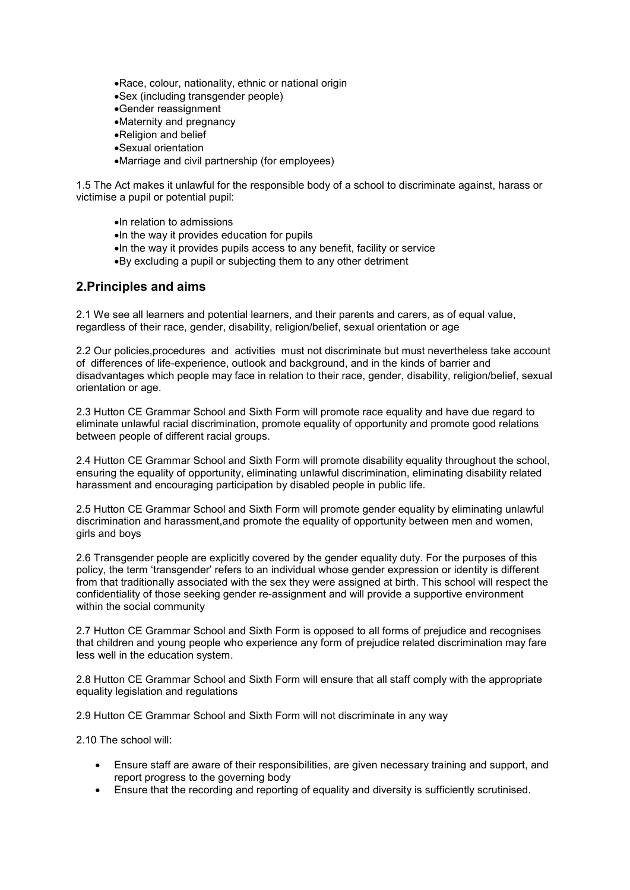- Race, colour, nationality, ethnic or national origin
- Sex (including transgender people)
- Gender reassignment
- Maternity and pregnancy
- Religion and belief
- Sexual orientation
- Marriage and civil partnership (for employees)

1.5 The Act makes it unlawful for the responsible body of a school to discriminate against, harass or victimise a pupil or potential pupil:

- In relation to admissions
- In the way it provides education for pupils
- In the way it provides pupils access to any benefit, facility or service
- By excluding a pupil or subjecting them to any other detriment

## 2.Principles and aims

2.1 We see all learners and potential learners, and their parents and carers, as of equal value, regardless of their race, gender, disability, religion/belief, sexual orientation or age

2.2 Our policies,procedures and activities must not discriminate but must nevertheless take account of differences of life-experience, outlook and background, and in the kinds of barrier and disadvantages which people may face in relation to their race, gender, disability, religion/belief, sexual orientation or age.

2.3 Hutton CE Grammar School and Sixth Form will promote race equality and have due regard to eliminate unlawful racial discrimination, promote equality of opportunity and promote good relations between people of different racial groups.

2.4 Hutton CE Grammar School and Sixth Form will promote disability equality throughout the school, ensuring the equality of opportunity, eliminating unlawful discrimination, eliminating disability related harassment and encouraging participation by disabled people in public life.

2.5 Hutton CE Grammar School and Sixth Form will promote gender equality by eliminating unlawful discrimination and harassment,and promote the equality of opportunity between men and women, girls and boys

2.6 Transgender people are explicitly covered by the gender equality duty. For the purposes of this policy, the term 'transgender' refers to an individual whose gender expression or identity is different from that traditionally associated with the sex they were assigned at birth. This school will respect the confidentiality of those seeking gender re-assignment and will provide a supportive environment within the social community

2.7 Hutton CE Grammar School and Sixth Form is opposed to all forms of prejudice and recognises that children and young people who experience any form of prejudice related discrimination may fare less well in the education system.

2.8 Hutton CE Grammar School and Sixth Form will ensure that all staff comply with the appropriate equality legislation and regulations

2.9 Hutton CE Grammar School and Sixth Form will not discriminate in any way

2.10 The school will:

- Ensure staff are aware of their responsibilities, are given necessary training and support, and report progress to the governing body
- Ensure that the recording and reporting of equality and diversity is sufficiently scrutinised.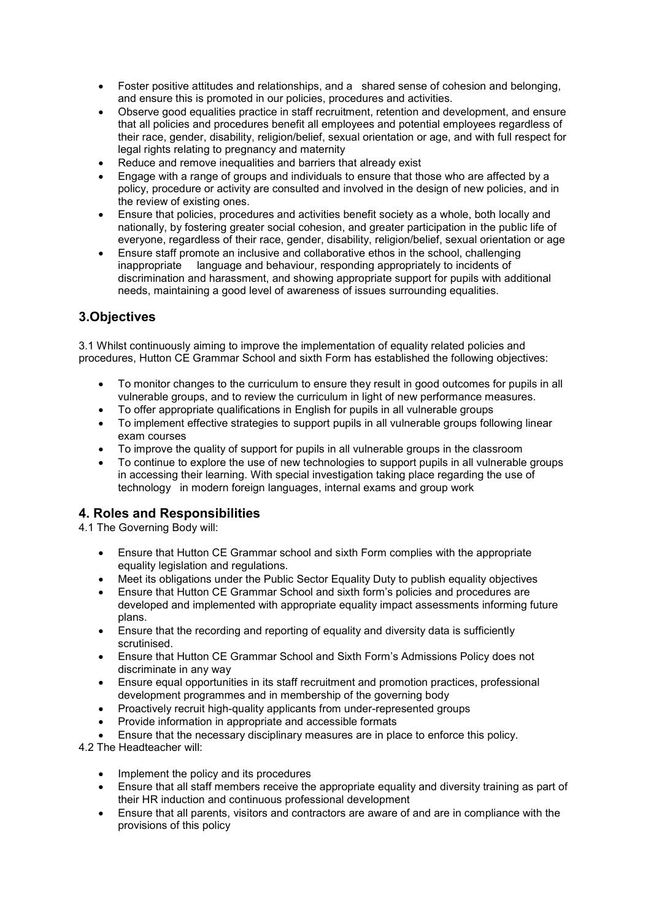- Foster positive attitudes and relationships, and a shared sense of cohesion and belonging, and ensure this is promoted in our policies, procedures and activities.
- Observe good equalities practice in staff recruitment, retention and development, and ensure that all policies and procedures benefit all employees and potential employees regardless of their race, gender, disability, religion/belief, sexual orientation or age, and with full respect for legal rights relating to pregnancy and maternity
- Reduce and remove inequalities and barriers that already exist
- Engage with a range of groups and individuals to ensure that those who are affected by a policy, procedure or activity are consulted and involved in the design of new policies, and in the review of existing ones.
- Ensure that policies, procedures and activities benefit society as a whole, both locally and nationally, by fostering greater social cohesion, and greater participation in the public life of everyone, regardless of their race, gender, disability, religion/belief, sexual orientation or age
- Ensure staff promote an inclusive and collaborative ethos in the school, challenging inappropriate language and behaviour, responding appropriately to incidents of discrimination and harassment, and showing appropriate support for pupils with additional needs, maintaining a good level of awareness of issues surrounding equalities.

## 3.Objectives

3.1 Whilst continuously aiming to improve the implementation of equality related policies and procedures, Hutton CE Grammar School and sixth Form has established the following objectives:

- To monitor changes to the curriculum to ensure they result in good outcomes for pupils in all vulnerable groups, and to review the curriculum in light of new performance measures.
- To offer appropriate qualifications in English for pupils in all vulnerable groups
- To implement effective strategies to support pupils in all vulnerable groups following linear exam courses
- To improve the quality of support for pupils in all vulnerable groups in the classroom
- To continue to explore the use of new technologies to support pupils in all vulnerable groups in accessing their learning. With special investigation taking place regarding the use of technology in modern foreign languages, internal exams and group work

## 4. Roles and Responsibilities

4.1 The Governing Body will:

- Ensure that Hutton CE Grammar school and sixth Form complies with the appropriate equality legislation and regulations.
- Meet its obligations under the Public Sector Equality Duty to publish equality objectives
- Ensure that Hutton CE Grammar School and sixth form's policies and procedures are developed and implemented with appropriate equality impact assessments informing future plans.
- Ensure that the recording and reporting of equality and diversity data is sufficiently scrutinised.
- Ensure that Hutton CE Grammar School and Sixth Form's Admissions Policy does not discriminate in any way
- Ensure equal opportunities in its staff recruitment and promotion practices, professional development programmes and in membership of the governing body
- Proactively recruit high-quality applicants from under-represented groups
- Provide information in appropriate and accessible formats
- Ensure that the necessary disciplinary measures are in place to enforce this policy.

4.2 The Headteacher will:

- Implement the policy and its procedures
- Ensure that all staff members receive the appropriate equality and diversity training as part of their HR induction and continuous professional development
- Ensure that all parents, visitors and contractors are aware of and are in compliance with the provisions of this policy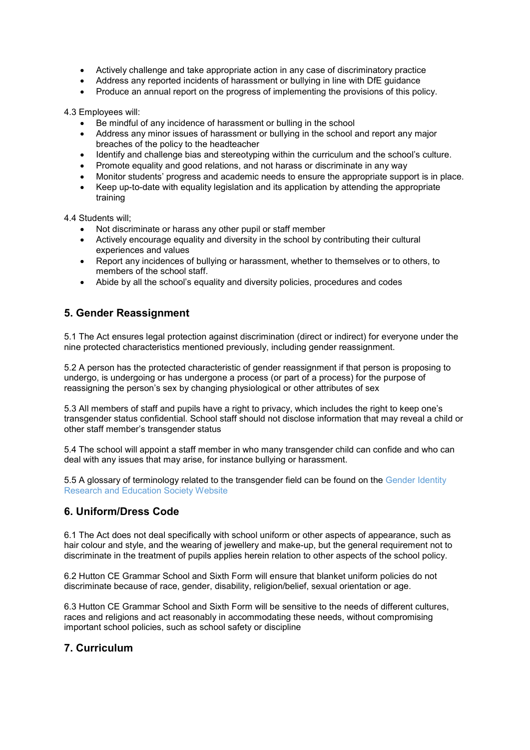- Actively challenge and take appropriate action in any case of discriminatory practice
- Address any reported incidents of harassment or bullying in line with DfE guidance
- Produce an annual report on the progress of implementing the provisions of this policy.

4.3 Employees will:

- Be mindful of any incidence of harassment or bulling in the school
- Address any minor issues of harassment or bullying in the school and report any major breaches of the policy to the headteacher
- Identify and challenge bias and stereotyping within the curriculum and the school's culture.
- Promote equality and good relations, and not harass or discriminate in any way
- Monitor students' progress and academic needs to ensure the appropriate support is in place.
- Keep up-to-date with equality legislation and its application by attending the appropriate training

4.4 Students will;

- Not discriminate or harass any other pupil or staff member
- Actively encourage equality and diversity in the school by contributing their cultural experiences and values
- Report any incidences of bullying or harassment, whether to themselves or to others, to members of the school staff.
- Abide by all the school's equality and diversity policies, procedures and codes

## 5. Gender Reassignment

5.1 The Act ensures legal protection against discrimination (direct or indirect) for everyone under the nine protected characteristics mentioned previously, including gender reassignment.

5.2 A person has the protected characteristic of gender reassignment if that person is proposing to undergo, is undergoing or has undergone a process (or part of a process) for the purpose of reassigning the person's sex by changing physiological or other attributes of sex

5.3 All members of staff and pupils have a right to privacy, which includes the right to keep one's transgender status confidential. School staff should not disclose information that may reveal a child or other staff member's transgender status

5.4 The school will appoint a staff member in who many transgender child can confide and who can deal with any issues that may arise, for instance bullying or harassment.

5.5 A glossary of terminology related to the transgender field can be found on the Gender Identity Research and Education Society Website

## 6. Uniform/Dress Code

6.1 The Act does not deal specifically with school uniform or other aspects of appearance, such as hair colour and style, and the wearing of jewellery and make-up, but the general requirement not to discriminate in the treatment of pupils applies herein relation to other aspects of the school policy.

6.2 Hutton CE Grammar School and Sixth Form will ensure that blanket uniform policies do not discriminate because of race, gender, disability, religion/belief, sexual orientation or age.

6.3 Hutton CE Grammar School and Sixth Form will be sensitive to the needs of different cultures, races and religions and act reasonably in accommodating these needs, without compromising important school policies, such as school safety or discipline

## 7. Curriculum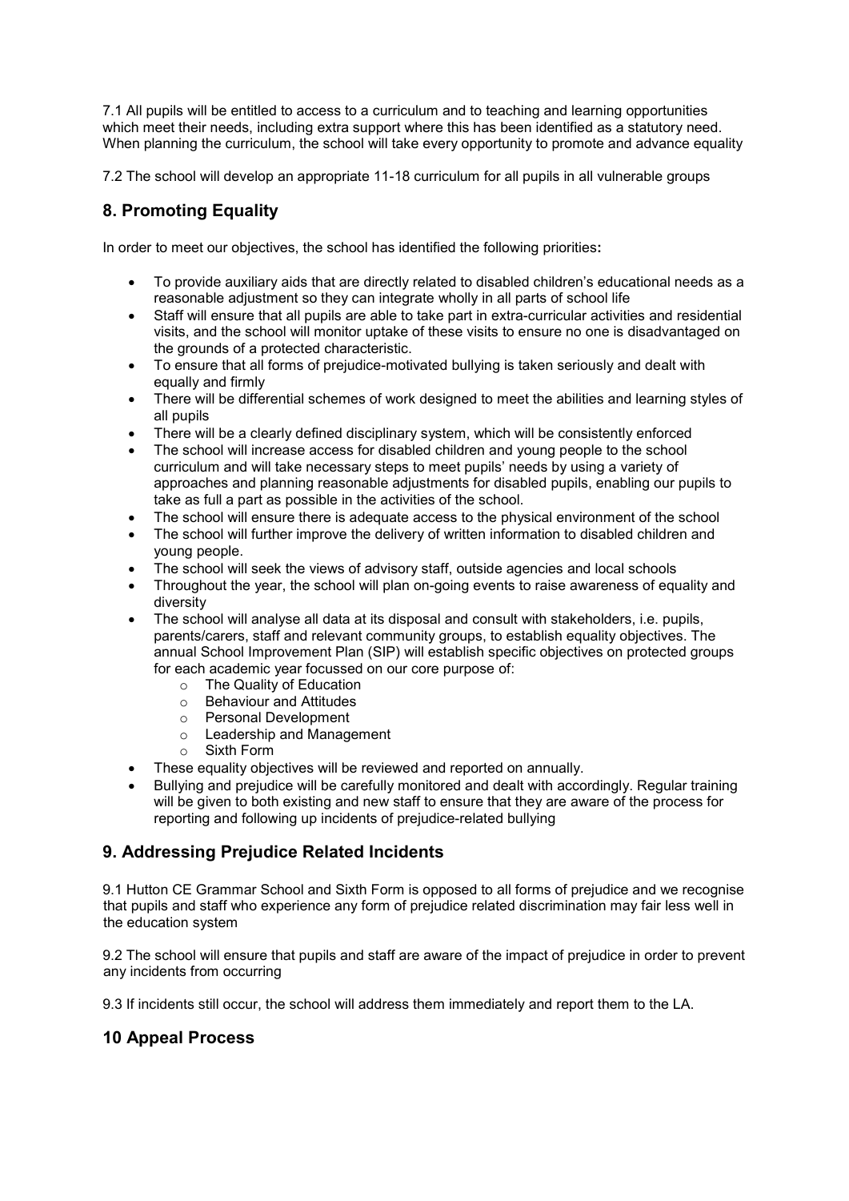7.1 All pupils will be entitled to access to a curriculum and to teaching and learning opportunities which meet their needs, including extra support where this has been identified as a statutory need. When planning the curriculum, the school will take every opportunity to promote and advance equality

7.2 The school will develop an appropriate 11-18 curriculum for all pupils in all vulnerable groups

## 8. Promoting Equality

In order to meet our objectives, the school has identified the following priorities**:**

- To provide auxiliary aids that are directly related to disabled children's educational needs as a reasonable adjustment so they can integrate wholly in all parts of school life
- Staff will ensure that all pupils are able to take part in extra-curricular activities and residential visits, and the school will monitor uptake of these visits to ensure no one is disadvantaged on the grounds of a protected characteristic.
- To ensure that all forms of prejudice-motivated bullying is taken seriously and dealt with equally and firmly
- There will be differential schemes of work designed to meet the abilities and learning styles of all pupils
- There will be a clearly defined disciplinary system, which will be consistently enforced
- The school will increase access for disabled children and young people to the school curriculum and will take necessary steps to meet pupils' needs by using a variety of approaches and planning reasonable adjustments for disabled pupils, enabling our pupils to take as full a part as possible in the activities of the school.
- The school will ensure there is adequate access to the physical environment of the school
- The school will further improve the delivery of written information to disabled children and young people.
- The school will seek the views of advisory staff, outside agencies and local schools
- Throughout the year, the school will plan on-going events to raise awareness of equality and diversity
- The school will analyse all data at its disposal and consult with stakeholders, i.e. pupils, parents/carers, staff and relevant community groups, to establish equality objectives. The annual School Improvement Plan (SIP) will establish specific objectives on protected groups for each academic year focussed on our core purpose of:
  - The Quality of Education
  - Behaviour and Attitudes
  - Personal Development
  - Leadership and Management
  - Sixth Form
- These equality objectives will be reviewed and reported on annually.
- Bullying and prejudice will be carefully monitored and dealt with accordingly. Regular training will be given to both existing and new staff to ensure that they are aware of the process for reporting and following up incidents of prejudice-related bullying

## 9. Addressing Prejudice Related Incidents

9.1 Hutton CE Grammar School and Sixth Form is opposed to all forms of prejudice and we recognise that pupils and staff who experience any form of prejudice related discrimination may fair less well in the education system

9.2 The school will ensure that pupils and staff are aware of the impact of prejudice in order to prevent any incidents from occurring

9.3 If incidents still occur, the school will address them immediately and report them to the LA.

## 10 Appeal Process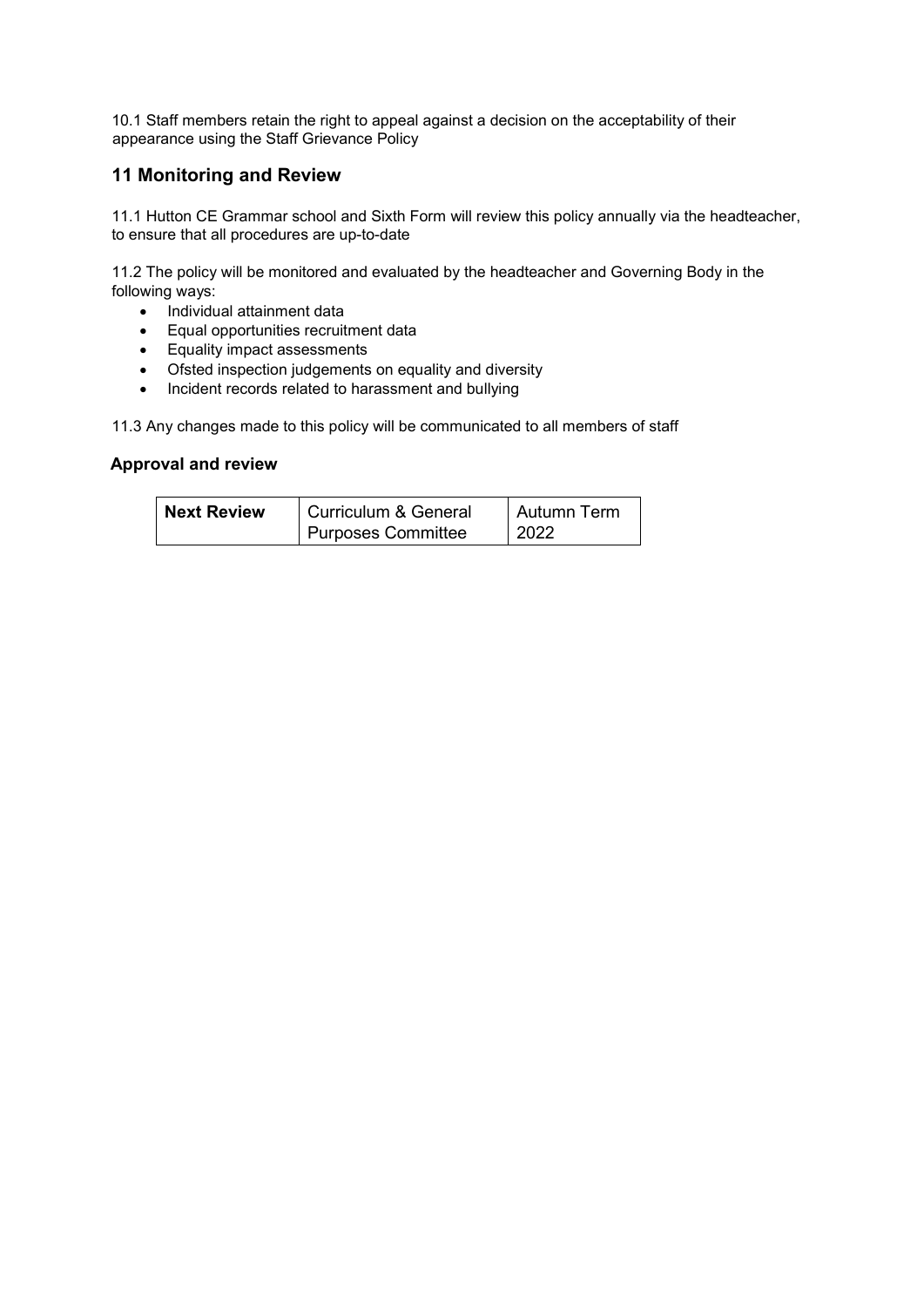10.1 Staff members retain the right to appeal against a decision on the acceptability of their appearance using the Staff Grievance Policy

## 11 Monitoring and Review

11.1 Hutton CE Grammar school and Sixth Form will review this policy annually via the headteacher, to ensure that all procedures are up-to-date

11.2 The policy will be monitored and evaluated by the headteacher and Governing Body in the following ways:

- Individual attainment data
- Equal opportunities recruitment data
- Equality impact assessments
- Ofsted inspection judgements on equality and diversity
- Incident records related to harassment and bullying

11.3 Any changes made to this policy will be communicated to all members of staff

### Approval and review

| | | |
|---|---|---|
| **Next Review** | Curriculum & General Purposes Committee | Autumn Term 2022 |